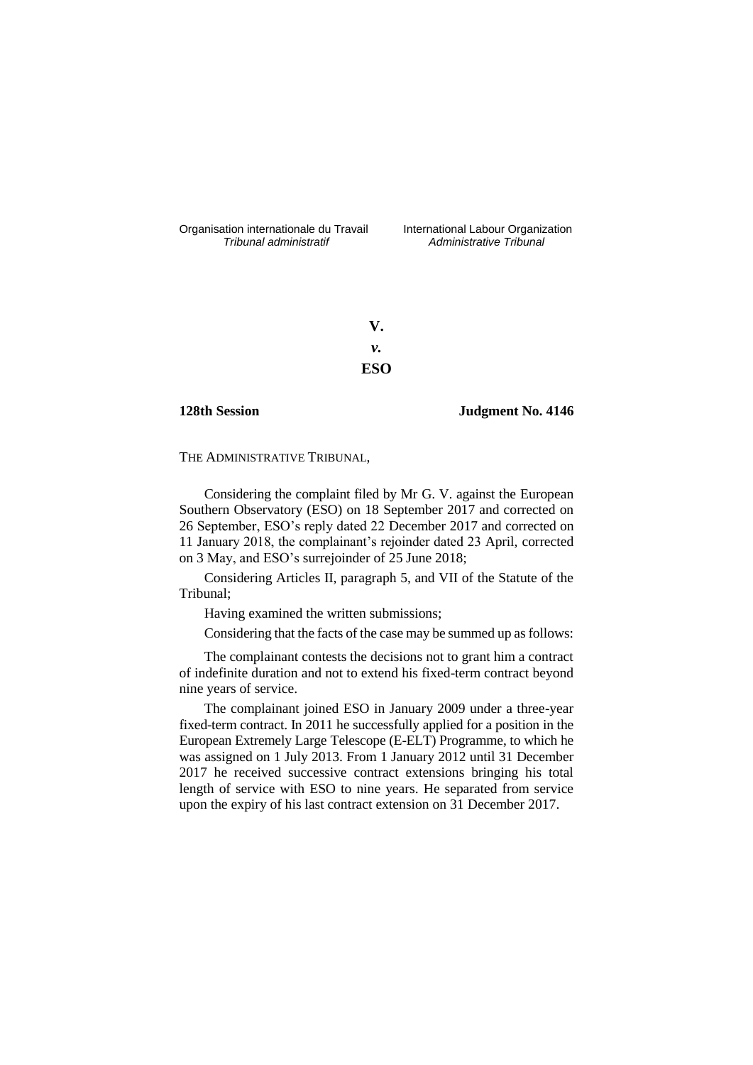Organisation internationale du Travail
*Tribunal administratif*

International Labour Organization
*Administrative Tribunal*

**V.**

***v.***

**ESO**

**128th Session** **Judgment No. 4146**

THE ADMINISTRATIVE TRIBUNAL,

Considering the complaint filed by Mr G. V. against the European Southern Observatory (ESO) on 18 September 2017 and corrected on 26 September, ESO's reply dated 22 December 2017 and corrected on 11 January 2018, the complainant's rejoinder dated 23 April, corrected on 3 May, and ESO's surrejoinder of 25 June 2018;

Considering Articles II, paragraph 5, and VII of the Statute of the Tribunal;

Having examined the written submissions;

Considering that the facts of the case may be summed up as follows:

The complainant contests the decisions not to grant him a contract of indefinite duration and not to extend his fixed-term contract beyond nine years of service.

The complainant joined ESO in January 2009 under a three-year fixed-term contract. In 2011 he successfully applied for a position in the European Extremely Large Telescope (E-ELT) Programme, to which he was assigned on 1 July 2013. From 1 January 2012 until 31 December 2017 he received successive contract extensions bringing his total length of service with ESO to nine years. He separated from service upon the expiry of his last contract extension on 31 December 2017.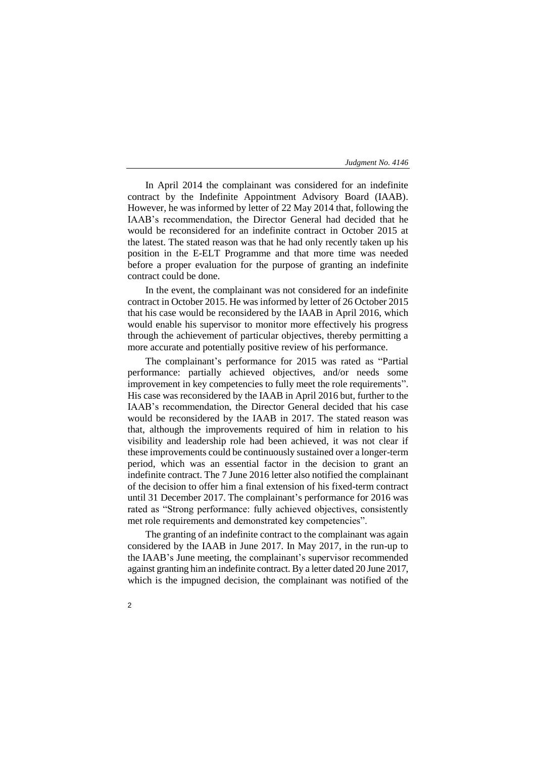In April 2014 the complainant was considered for an indefinite contract by the Indefinite Appointment Advisory Board (IAAB). However, he was informed by letter of 22 May 2014 that, following the IAAB's recommendation, the Director General had decided that he would be reconsidered for an indefinite contract in October 2015 at the latest. The stated reason was that he had only recently taken up his position in the E-ELT Programme and that more time was needed before a proper evaluation for the purpose of granting an indefinite contract could be done.

In the event, the complainant was not considered for an indefinite contract in October 2015. He was informed by letter of 26 October 2015 that his case would be reconsidered by the IAAB in April 2016, which would enable his supervisor to monitor more effectively his progress through the achievement of particular objectives, thereby permitting a more accurate and potentially positive review of his performance.

The complainant's performance for 2015 was rated as "Partial performance: partially achieved objectives, and/or needs some improvement in key competencies to fully meet the role requirements". His case was reconsidered by the IAAB in April 2016 but, further to the IAAB's recommendation, the Director General decided that his case would be reconsidered by the IAAB in 2017. The stated reason was that, although the improvements required of him in relation to his visibility and leadership role had been achieved, it was not clear if these improvements could be continuously sustained over a longer-term period, which was an essential factor in the decision to grant an indefinite contract. The 7 June 2016 letter also notified the complainant of the decision to offer him a final extension of his fixed-term contract until 31 December 2017. The complainant's performance for 2016 was rated as "Strong performance: fully achieved objectives, consistently met role requirements and demonstrated key competencies".

The granting of an indefinite contract to the complainant was again considered by the IAAB in June 2017. In May 2017, in the run-up to the IAAB's June meeting, the complainant's supervisor recommended against granting him an indefinite contract. By a letter dated 20 June 2017, which is the impugned decision, the complainant was notified of the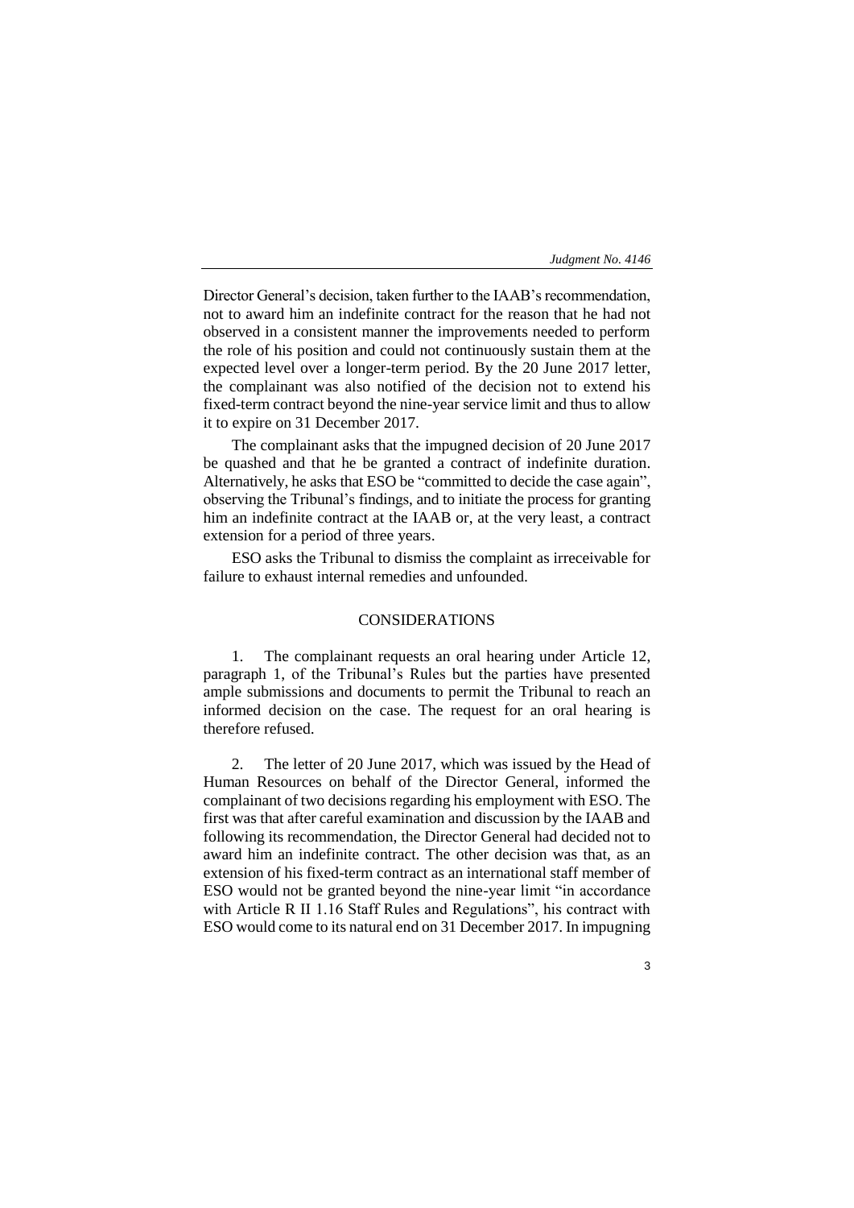Director General's decision, taken further to the IAAB's recommendation, not to award him an indefinite contract for the reason that he had not observed in a consistent manner the improvements needed to perform the role of his position and could not continuously sustain them at the expected level over a longer-term period. By the 20 June 2017 letter, the complainant was also notified of the decision not to extend his fixed-term contract beyond the nine-year service limit and thus to allow it to expire on 31 December 2017.

The complainant asks that the impugned decision of 20 June 2017 be quashed and that he be granted a contract of indefinite duration. Alternatively, he asks that ESO be "committed to decide the case again", observing the Tribunal's findings, and to initiate the process for granting him an indefinite contract at the IAAB or, at the very least, a contract extension for a period of three years.

ESO asks the Tribunal to dismiss the complaint as irreceivable for failure to exhaust internal remedies and unfounded.

## CONSIDERATIONS

1. The complainant requests an oral hearing under Article 12, paragraph 1, of the Tribunal's Rules but the parties have presented ample submissions and documents to permit the Tribunal to reach an informed decision on the case. The request for an oral hearing is therefore refused.

2. The letter of 20 June 2017, which was issued by the Head of Human Resources on behalf of the Director General, informed the complainant of two decisions regarding his employment with ESO. The first was that after careful examination and discussion by the IAAB and following its recommendation, the Director General had decided not to award him an indefinite contract. The other decision was that, as an extension of his fixed-term contract as an international staff member of ESO would not be granted beyond the nine-year limit "in accordance with Article R II 1.16 Staff Rules and Regulations", his contract with ESO would come to its natural end on 31 December 2017. In impugning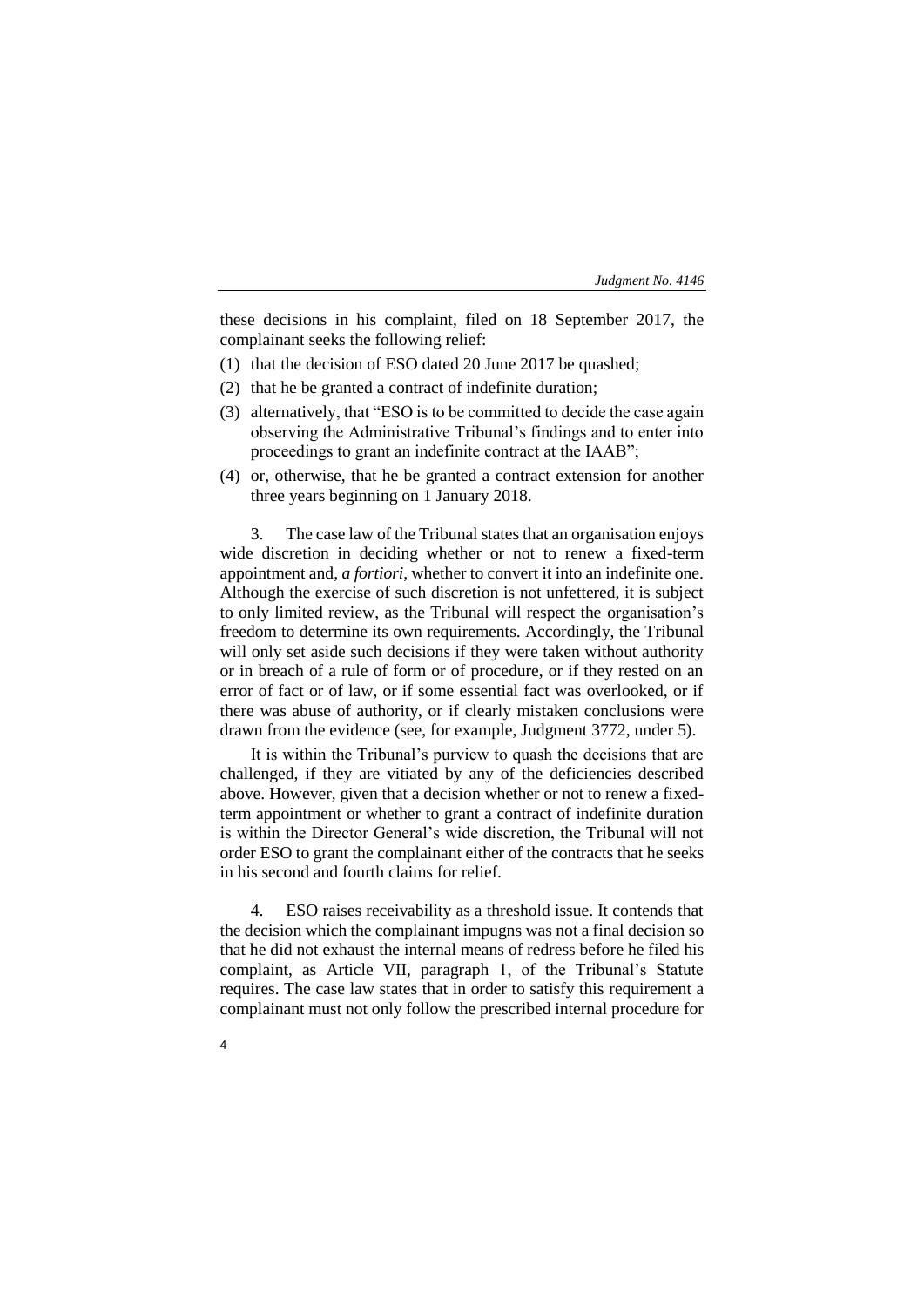these decisions in his complaint, filed on 18 September 2017, the complainant seeks the following relief:

(1) that the decision of ESO dated 20 June 2017 be quashed;

(2) that he be granted a contract of indefinite duration;

(3) alternatively, that "ESO is to be committed to decide the case again observing the Administrative Tribunal's findings and to enter into proceedings to grant an indefinite contract at the IAAB";

(4) or, otherwise, that he be granted a contract extension for another three years beginning on 1 January 2018.

3. The case law of the Tribunal states that an organisation enjoys wide discretion in deciding whether or not to renew a fixed-term appointment and, *a fortiori*, whether to convert it into an indefinite one. Although the exercise of such discretion is not unfettered, it is subject to only limited review, as the Tribunal will respect the organisation's freedom to determine its own requirements. Accordingly, the Tribunal will only set aside such decisions if they were taken without authority or in breach of a rule of form or of procedure, or if they rested on an error of fact or of law, or if some essential fact was overlooked, or if there was abuse of authority, or if clearly mistaken conclusions were drawn from the evidence (see, for example, Judgment 3772, under 5).

It is within the Tribunal's purview to quash the decisions that are challenged, if they are vitiated by any of the deficiencies described above. However, given that a decision whether or not to renew a fixed-term appointment or whether to grant a contract of indefinite duration is within the Director General's wide discretion, the Tribunal will not order ESO to grant the complainant either of the contracts that he seeks in his second and fourth claims for relief.

4. ESO raises receivability as a threshold issue. It contends that the decision which the complainant impugns was not a final decision so that he did not exhaust the internal means of redress before he filed his complaint, as Article VII, paragraph 1, of the Tribunal's Statute requires. The case law states that in order to satisfy this requirement a complainant must not only follow the prescribed internal procedure for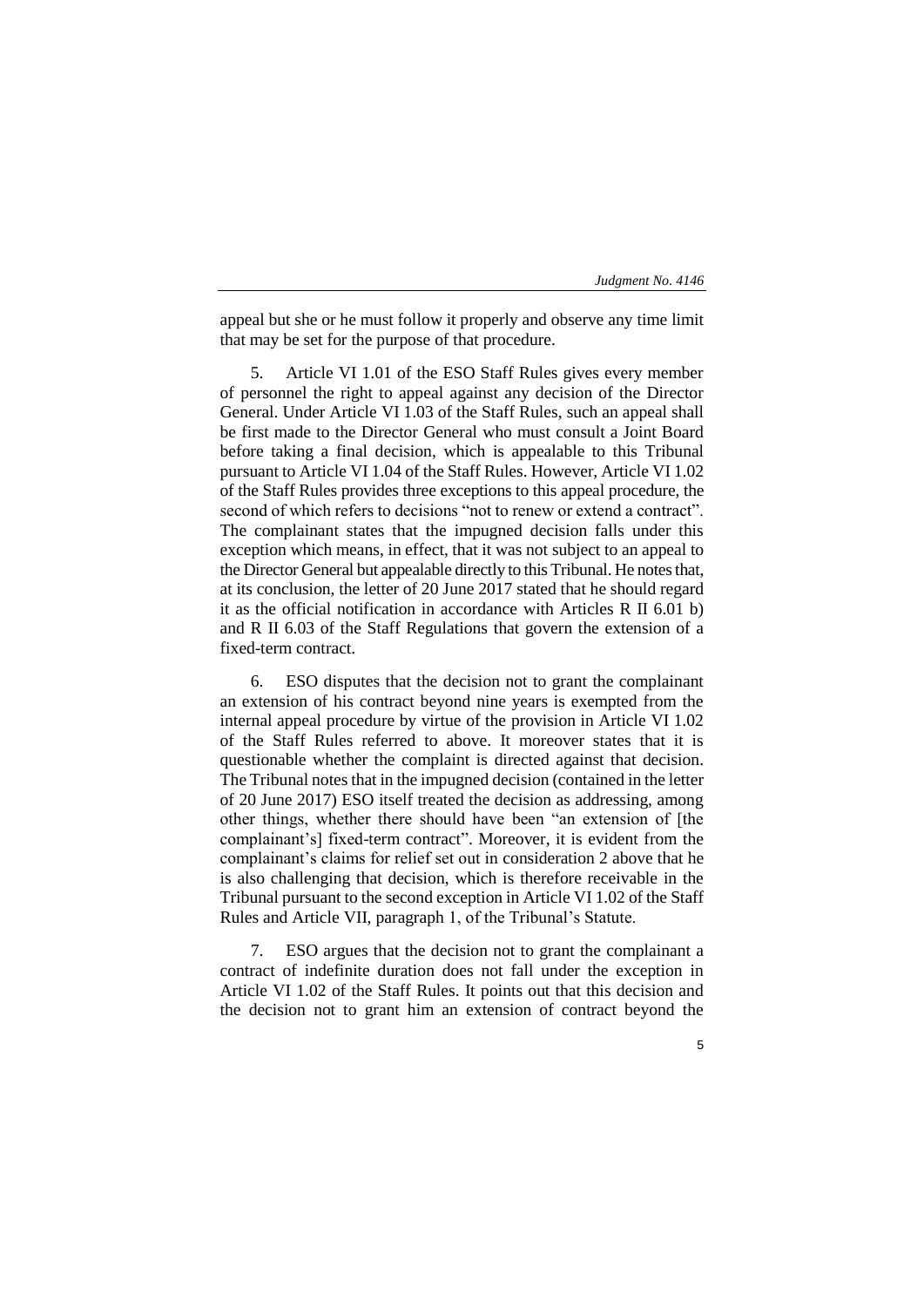appeal but she or he must follow it properly and observe any time limit that may be set for the purpose of that procedure.

5. Article VI 1.01 of the ESO Staff Rules gives every member of personnel the right to appeal against any decision of the Director General. Under Article VI 1.03 of the Staff Rules, such an appeal shall be first made to the Director General who must consult a Joint Board before taking a final decision, which is appealable to this Tribunal pursuant to Article VI 1.04 of the Staff Rules. However, Article VI 1.02 of the Staff Rules provides three exceptions to this appeal procedure, the second of which refers to decisions "not to renew or extend a contract". The complainant states that the impugned decision falls under this exception which means, in effect, that it was not subject to an appeal to the Director General but appealable directly to this Tribunal. He notes that, at its conclusion, the letter of 20 June 2017 stated that he should regard it as the official notification in accordance with Articles R II 6.01 b) and R II 6.03 of the Staff Regulations that govern the extension of a fixed-term contract.

6. ESO disputes that the decision not to grant the complainant an extension of his contract beyond nine years is exempted from the internal appeal procedure by virtue of the provision in Article VI 1.02 of the Staff Rules referred to above. It moreover states that it is questionable whether the complaint is directed against that decision. The Tribunal notes that in the impugned decision (contained in the letter of 20 June 2017) ESO itself treated the decision as addressing, among other things, whether there should have been "an extension of [the complainant's] fixed-term contract". Moreover, it is evident from the complainant's claims for relief set out in consideration 2 above that he is also challenging that decision, which is therefore receivable in the Tribunal pursuant to the second exception in Article VI 1.02 of the Staff Rules and Article VII, paragraph 1, of the Tribunal's Statute.

7. ESO argues that the decision not to grant the complainant a contract of indefinite duration does not fall under the exception in Article VI 1.02 of the Staff Rules. It points out that this decision and the decision not to grant him an extension of contract beyond the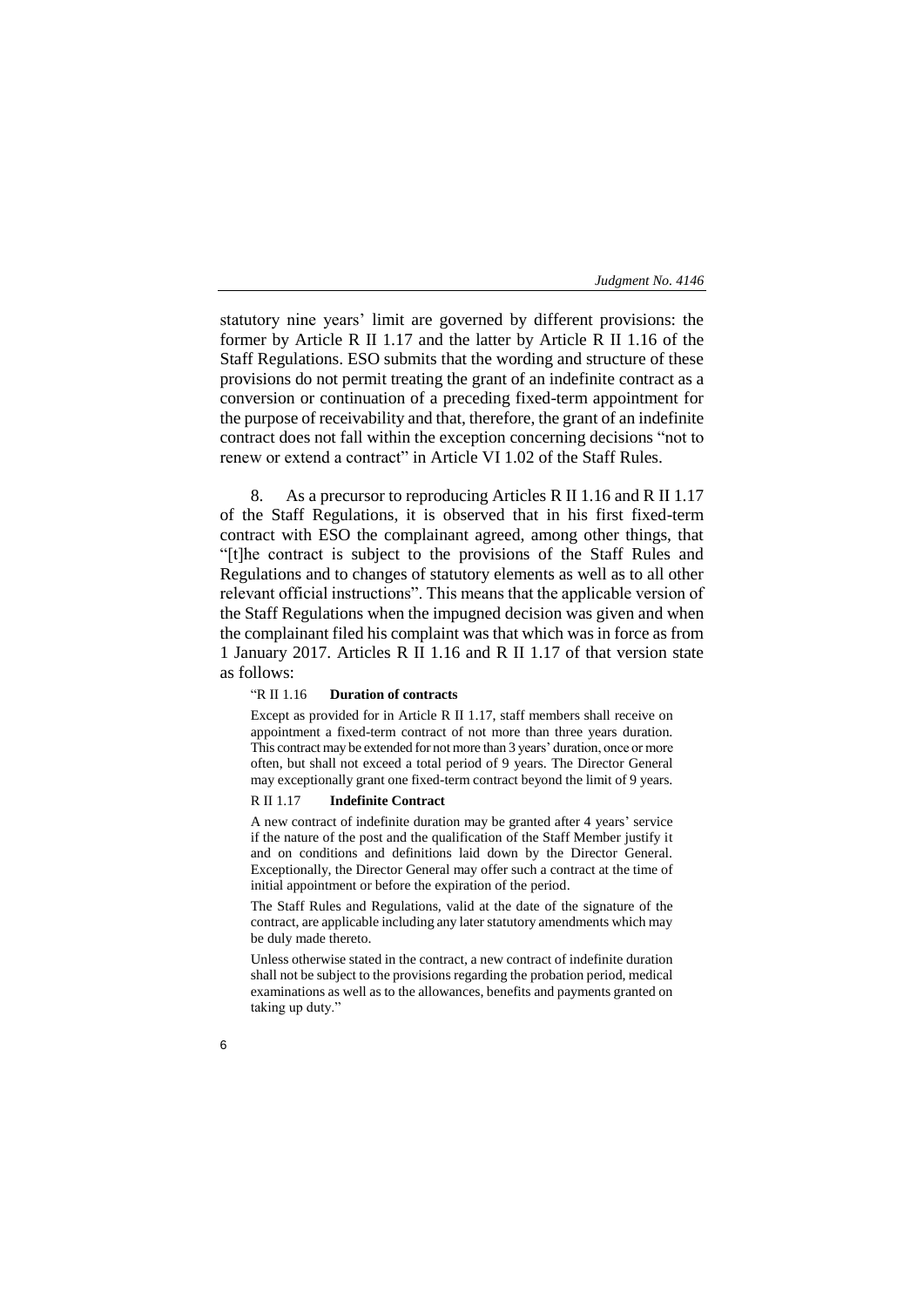statutory nine years' limit are governed by different provisions: the former by Article R II 1.17 and the latter by Article R II 1.16 of the Staff Regulations. ESO submits that the wording and structure of these provisions do not permit treating the grant of an indefinite contract as a conversion or continuation of a preceding fixed-term appointment for the purpose of receivability and that, therefore, the grant of an indefinite contract does not fall within the exception concerning decisions "not to renew or extend a contract" in Article VI 1.02 of the Staff Rules.

8. As a precursor to reproducing Articles R II 1.16 and R II 1.17 of the Staff Regulations, it is observed that in his first fixed-term contract with ESO the complainant agreed, among other things, that "[t]he contract is subject to the provisions of the Staff Rules and Regulations and to changes of statutory elements as well as to all other relevant official instructions". This means that the applicable version of the Staff Regulations when the impugned decision was given and when the complainant filed his complaint was that which was in force as from 1 January 2017. Articles R II 1.16 and R II 1.17 of that version state as follows:

> "R II 1.16 **Duration of contracts**
>
> Except as provided for in Article R II 1.17, staff members shall receive on appointment a fixed-term contract of not more than three years duration. This contract may be extended for not more than 3 years' duration, once or more often, but shall not exceed a total period of 9 years. The Director General may exceptionally grant one fixed-term contract beyond the limit of 9 years.
>
> R II 1.17 **Indefinite Contract**
>
> A new contract of indefinite duration may be granted after 4 years' service if the nature of the post and the qualification of the Staff Member justify it and on conditions and definitions laid down by the Director General. Exceptionally, the Director General may offer such a contract at the time of initial appointment or before the expiration of the period.
>
> The Staff Rules and Regulations, valid at the date of the signature of the contract, are applicable including any later statutory amendments which may be duly made thereto.
>
> Unless otherwise stated in the contract, a new contract of indefinite duration shall not be subject to the provisions regarding the probation period, medical examinations as well as to the allowances, benefits and payments granted on taking up duty."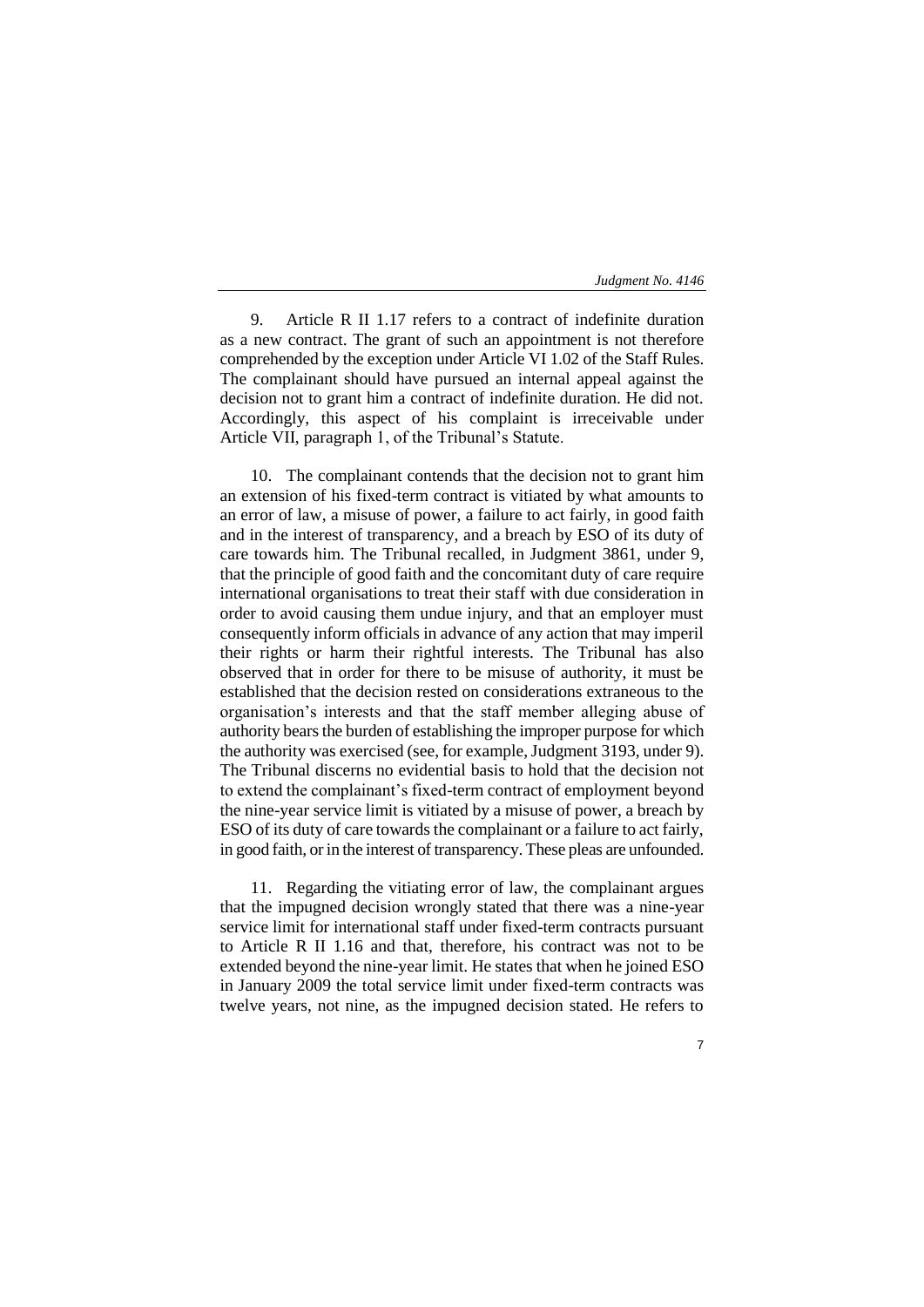9. Article R II 1.17 refers to a contract of indefinite duration as a new contract. The grant of such an appointment is not therefore comprehended by the exception under Article VI 1.02 of the Staff Rules. The complainant should have pursued an internal appeal against the decision not to grant him a contract of indefinite duration. He did not. Accordingly, this aspect of his complaint is irreceivable under Article VII, paragraph 1, of the Tribunal's Statute.

10. The complainant contends that the decision not to grant him an extension of his fixed-term contract is vitiated by what amounts to an error of law, a misuse of power, a failure to act fairly, in good faith and in the interest of transparency, and a breach by ESO of its duty of care towards him. The Tribunal recalled, in Judgment 3861, under 9, that the principle of good faith and the concomitant duty of care require international organisations to treat their staff with due consideration in order to avoid causing them undue injury, and that an employer must consequently inform officials in advance of any action that may imperil their rights or harm their rightful interests. The Tribunal has also observed that in order for there to be misuse of authority, it must be established that the decision rested on considerations extraneous to the organisation's interests and that the staff member alleging abuse of authority bears the burden of establishing the improper purpose for which the authority was exercised (see, for example, Judgment 3193, under 9). The Tribunal discerns no evidential basis to hold that the decision not to extend the complainant's fixed-term contract of employment beyond the nine-year service limit is vitiated by a misuse of power, a breach by ESO of its duty of care towards the complainant or a failure to act fairly, in good faith, or in the interest of transparency. These pleas are unfounded.

11. Regarding the vitiating error of law, the complainant argues that the impugned decision wrongly stated that there was a nine-year service limit for international staff under fixed-term contracts pursuant to Article R II 1.16 and that, therefore, his contract was not to be extended beyond the nine-year limit. He states that when he joined ESO in January 2009 the total service limit under fixed-term contracts was twelve years, not nine, as the impugned decision stated. He refers to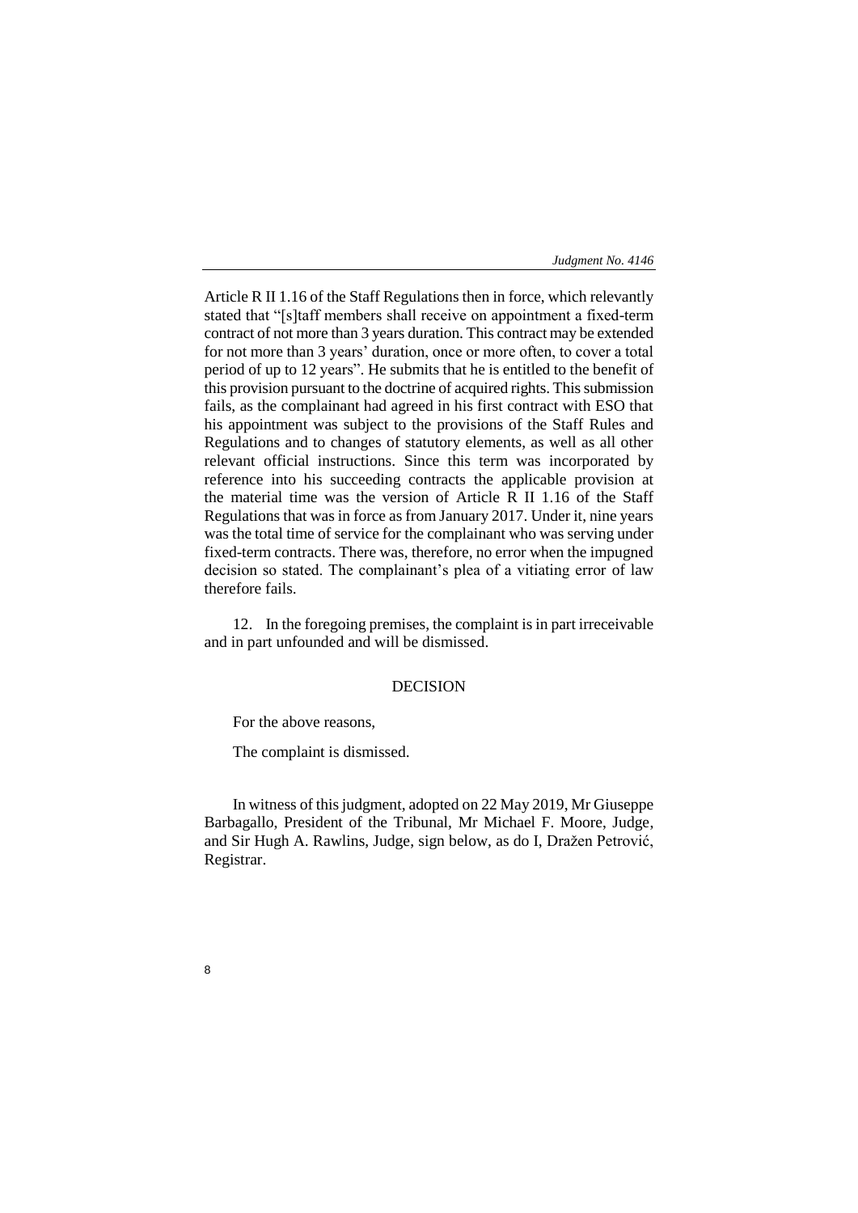Article R II 1.16 of the Staff Regulations then in force, which relevantly stated that "[s]taff members shall receive on appointment a fixed-term contract of not more than 3 years duration. This contract may be extended for not more than 3 years' duration, once or more often, to cover a total period of up to 12 years". He submits that he is entitled to the benefit of this provision pursuant to the doctrine of acquired rights. This submission fails, as the complainant had agreed in his first contract with ESO that his appointment was subject to the provisions of the Staff Rules and Regulations and to changes of statutory elements, as well as all other relevant official instructions. Since this term was incorporated by reference into his succeeding contracts the applicable provision at the material time was the version of Article R II 1.16 of the Staff Regulations that was in force as from January 2017. Under it, nine years was the total time of service for the complainant who was serving under fixed-term contracts. There was, therefore, no error when the impugned decision so stated. The complainant's plea of a vitiating error of law therefore fails.

12. In the foregoing premises, the complaint is in part irreceivable and in part unfounded and will be dismissed.

## DECISION

For the above reasons,

The complaint is dismissed.

In witness of this judgment, adopted on 22 May 2019, Mr Giuseppe Barbagallo, President of the Tribunal, Mr Michael F. Moore, Judge, and Sir Hugh A. Rawlins, Judge, sign below, as do I, Dražen Petrović, Registrar.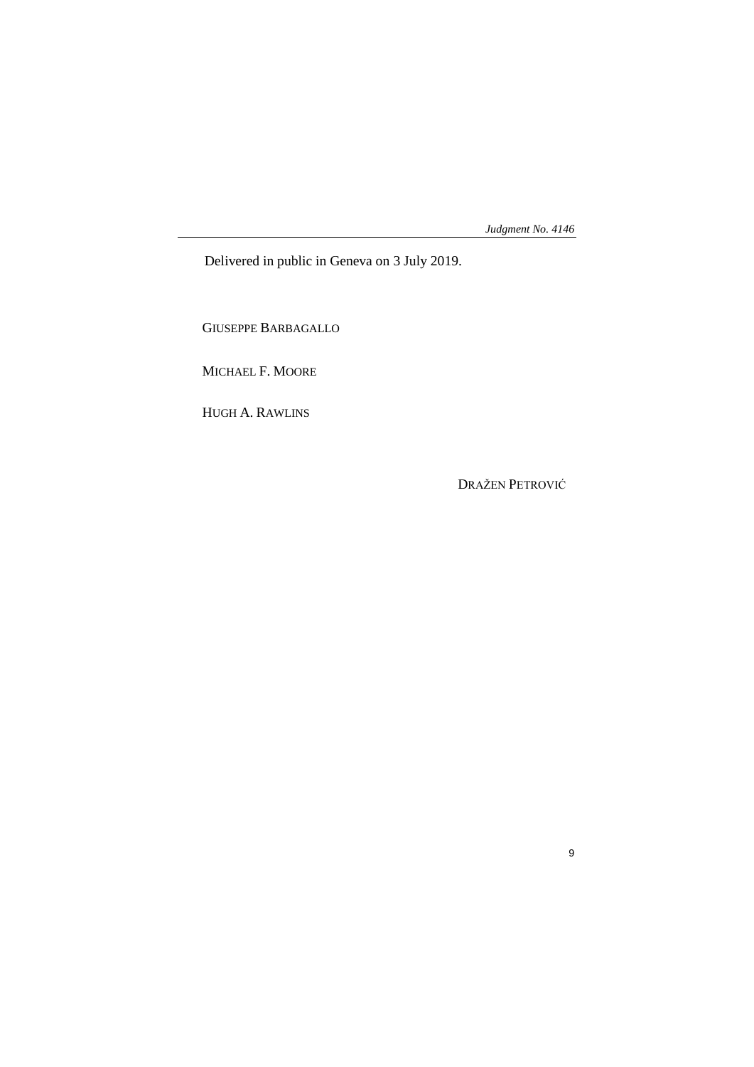Delivered in public in Geneva on 3 July 2019.

GIUSEPPE BARBAGALLO

MICHAEL F. MOORE

HUGH A. RAWLINS

DRAŽEN PETROVIĆ